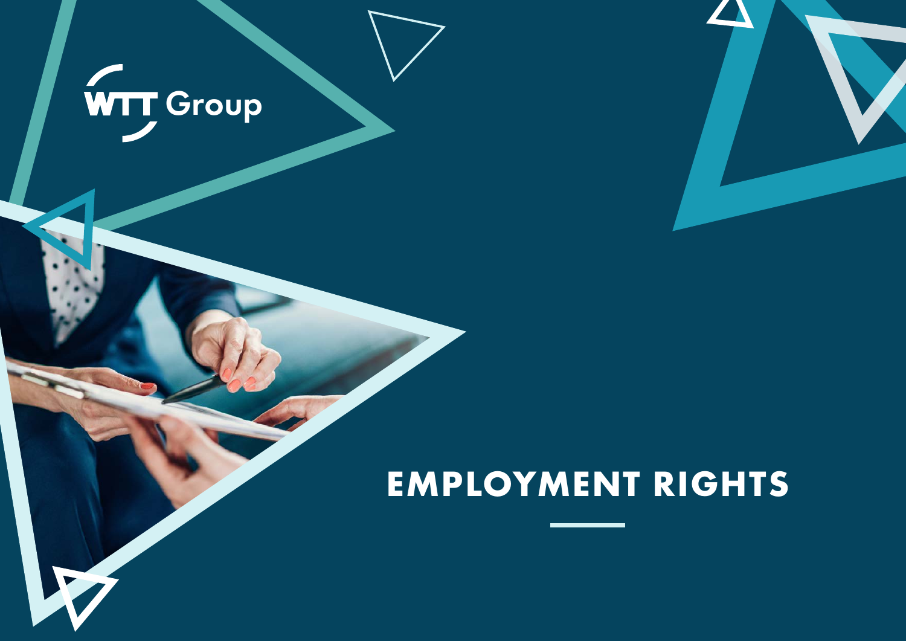WTT Group

# EMPLOYMENT RIGHTS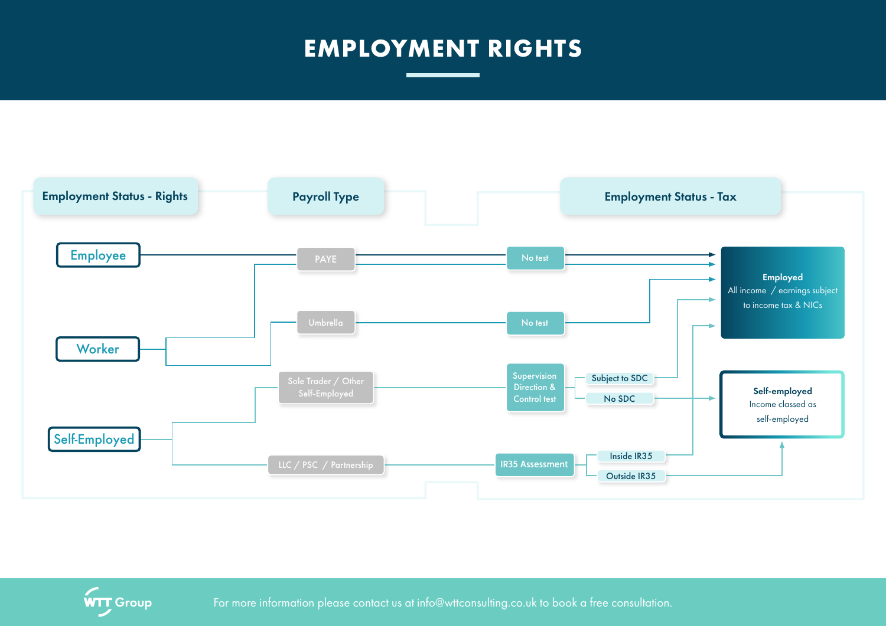# EMPLOYMENT RIGHTS

| Employment Status - Rights | Payroll Type | Test | Outcome | Employment Status - Tax |
| --- | --- | --- | --- | --- |
| Employee | PAYE | No test | | Employed |
| Worker | PAYE | No test | | Employed |
| Worker | Umbrella | No test | | Employed |
| Self-Employed | Sole Trader / Other Self-Employed | Supervision Direction & Control test | Subject to SDC | Employed |
| Self-Employed | Sole Trader / Other Self-Employed | Supervision Direction & Control test | No SDC | Self-employed |
| Self-Employed | LLC / PSC / Partnership | IR35 Assessment | Inside IR35 | Employed |
| Self-Employed | LLC / PSC / Partnership | IR35 Assessment | Outside IR35 | Self-employed |

**Employed**
All income / earnings subject to income tax & NICs

**Self-employed**
Income classed as self-employed

WTT Group

For more information please contact us at info@wttconsulting.co.uk to book a free consultation.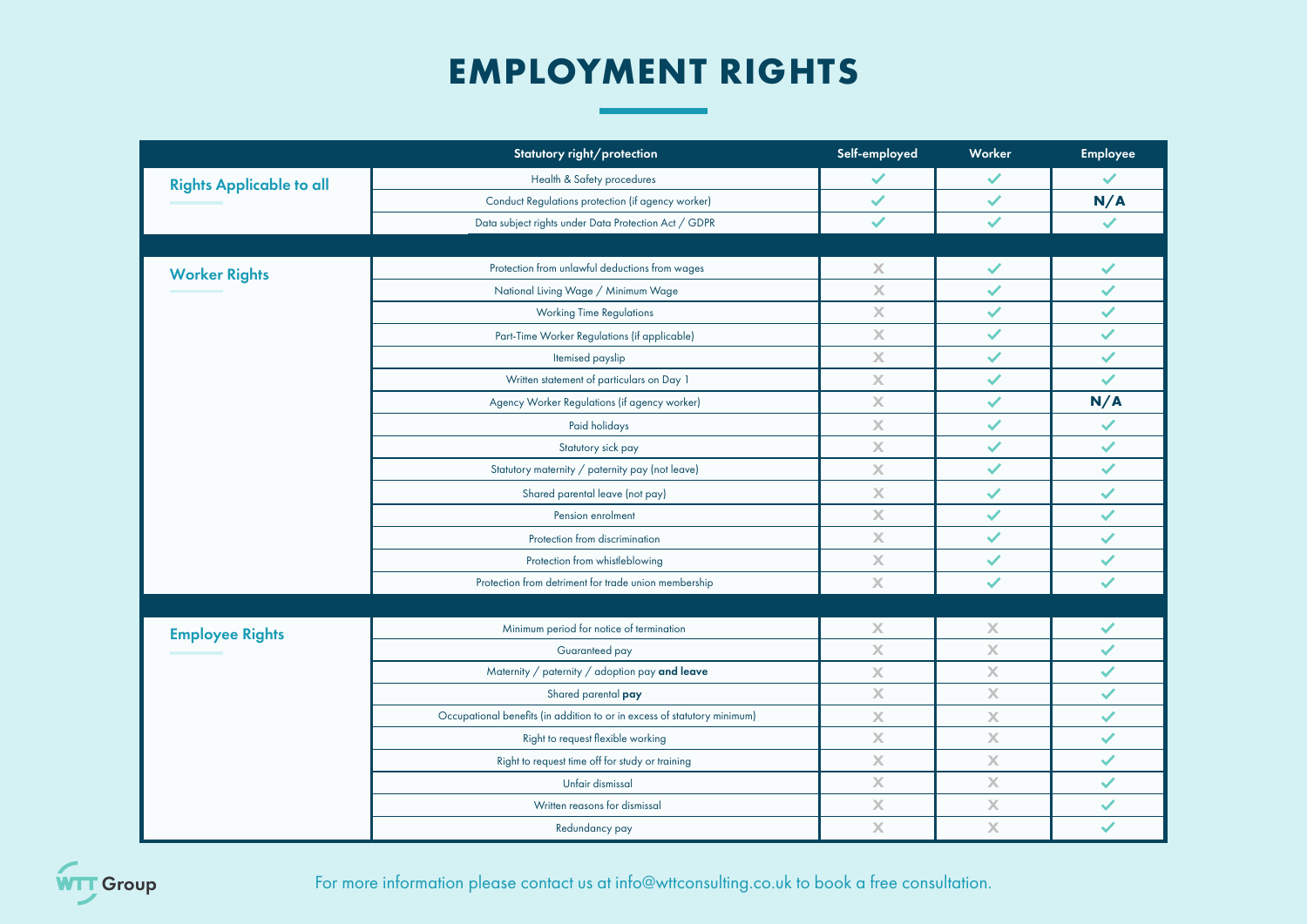# EMPLOYMENT RIGHTS

| | Statutory right/protection | Self-employed | Worker | Employee |
|---|---|---|---|---|
| **Rights Applicable to all** | Health & Safety procedures | ✓ | ✓ | ✓ |
| | Conduct Regulations protection (if agency worker) | ✓ | ✓ | N/A |
| | Data subject rights under Data Protection Act / GDPR | ✓ | ✓ | ✓ |
| **Worker Rights** | Protection from unlawful deductions from wages | ✗ | ✓ | ✓ |
| | National Living Wage / Minimum Wage | ✗ | ✓ | ✓ |
| | Working Time Regulations | ✗ | ✓ | ✓ |
| | Part-Time Worker Regulations (if applicable) | ✗ | ✓ | ✓ |
| | Itemised payslip | ✗ | ✓ | ✓ |
| | Written statement of particulars on Day 1 | ✗ | ✓ | ✓ |
| | Agency Worker Regulations (if agency worker) | ✗ | ✓ | N/A |
| | Paid holidays | ✗ | ✓ | ✓ |
| | Statutory sick pay | ✗ | ✓ | ✓ |
| | Statutory maternity / paternity pay (not leave) | ✗ | ✓ | ✓ |
| | Shared parental leave (not pay) | ✗ | ✓ | ✓ |
| | Pension enrolment | ✗ | ✓ | ✓ |
| | Protection from discrimination | ✗ | ✓ | ✓ |
| | Protection from whistleblowing | ✗ | ✓ | ✓ |
| | Protection from detriment for trade union membership | ✗ | ✓ | ✓ |
| **Employee Rights** | Minimum period for notice of termination | ✗ | ✗ | ✓ |
| | Guaranteed pay | ✗ | ✗ | ✓ |
| | Maternity / paternity / adoption pay **and leave** | ✗ | ✗ | ✓ |
| | Shared parental **pay** | ✗ | ✗ | ✓ |
| | Occupational benefits (in addition to or in excess of statutory minimum) | ✗ | ✗ | ✓ |
| | Right to request flexible working | ✗ | ✗ | ✓ |
| | Right to request time off for study or training | ✗ | ✗ | ✓ |
| | Unfair dismissal | ✗ | ✗ | ✓ |
| | Written reasons for dismissal | ✗ | ✗ | ✓ |
| | Redundancy pay | ✗ | ✗ | ✓ |

WTT Group

For more information please contact us at info@wttconsulting.co.uk to book a free consultation.